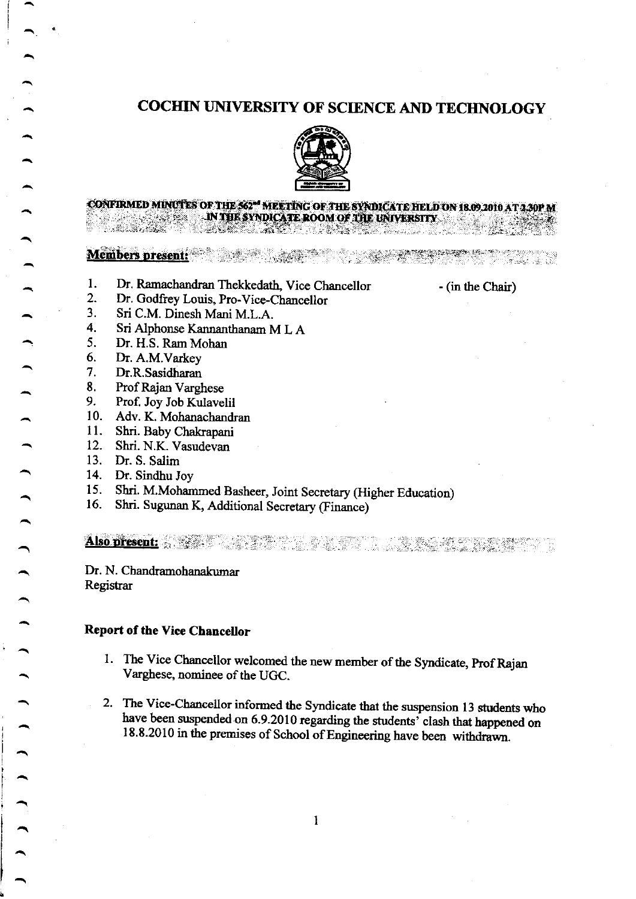# COCHIN UNIVERSITY OF SCIENCE AND TECHNOLOGY

**CONFIRMED MINUTES OF THE 562nd MEETING OF THE SYNDICATE HELD ON 18.09.2010 AT 2.30P M IN THE SYNDICATE ROOM OF THE UNIVERSITY**

**Members present:**

1. Dr. Ramachandran Thekkedath, Vice Chancellor - (in the Chair)
2. Dr. Godfrey Louis, Pro-Vice-Chancellor
3. Sri C.M. Dinesh Mani M.L.A.
4. Sri Alphonse Kannanthanam M L A
5. Dr. H.S. Ram Mohan
6. Dr. A.M.Varkey
7. Dr.R.Sasidharan
8. Prof Rajan Varghese
9. Prof. Joy Job Kulavelil
10. Adv. K. Mohanachandran
11. Shri. Baby Chakrapani
12. Shri. N.K. Vasudevan
13. Dr. S. Salim
14. Dr. Sindhu Joy
15. Shri. M.Mohammed Basheer, Joint Secretary (Higher Education)
16. Shri. Sugunan K, Additional Secretary (Finance)

**Also present:**

Dr. N. Chandramohanakumar
Registrar

**Report of the Vice Chancellor**

1. The Vice Chancellor welcomed the new member of the Syndicate, Prof Rajan Varghese, nominee of the UGC.

2. The Vice-Chancellor informed the Syndicate that the suspension 13 students who have been suspended on 6.9.2010 regarding the students' clash that happened on 18.8.2010 in the premises of School of Engineering have been withdrawn.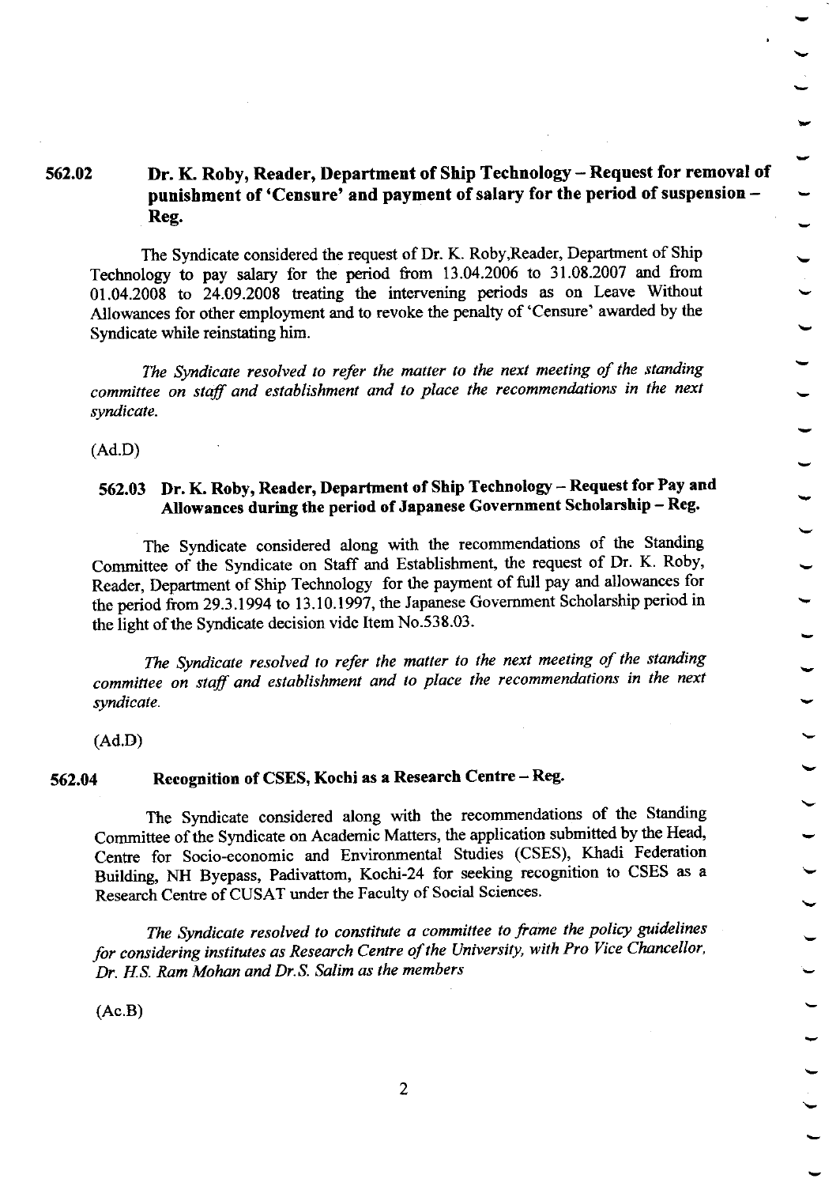## 562.02 Dr. K. Roby, Reader, Department of Ship Technology – Request for removal of punishment of 'Censure' and payment of salary for the period of suspension – Reg.

The Syndicate considered the request of Dr. K. Roby,Reader, Department of Ship Technology to pay salary for the period from 13.04.2006 to 31.08.2007 and from 01.04.2008 to 24.09.2008 treating the intervening periods as on Leave Without Allowances for other employment and to revoke the penalty of 'Censure' awarded by the Syndicate while reinstating him.

*The Syndicate resolved to refer the matter to the next meeting of the standing committee on staff and establishment and to place the recommendations in the next syndicate.*

(Ad.D)

## 562.03 Dr. K. Roby, Reader, Department of Ship Technology – Request for Pay and Allowances during the period of Japanese Government Scholarship – Reg.

The Syndicate considered along with the recommendations of the Standing Committee of the Syndicate on Staff and Establishment, the request of Dr. K. Roby, Reader, Department of Ship Technology for the payment of full pay and allowances for the period from 29.3.1994 to 13.10.1997, the Japanese Government Scholarship period in the light of the Syndicate decision vide Item No.538.03.

*The Syndicate resolved to refer the matter to the next meeting of the standing committee on staff and establishment and to place the recommendations in the next syndicate.*

(Ad.D)

## 562.04 Recognition of CSES, Kochi as a Research Centre – Reg.

The Syndicate considered along with the recommendations of the Standing Committee of the Syndicate on Academic Matters, the application submitted by the Head, Centre for Socio-economic and Environmental Studies (CSES), Khadi Federation Building, NH Byepass, Padivattom, Kochi-24 for seeking recognition to CSES as a Research Centre of CUSAT under the Faculty of Social Sciences.

*The Syndicate resolved to constitute a committee to frame the policy guidelines for considering institutes as Research Centre of the University, with Pro Vice Chancellor, Dr. H.S. Ram Mohan and Dr.S. Salim as the members*

(Ac.B)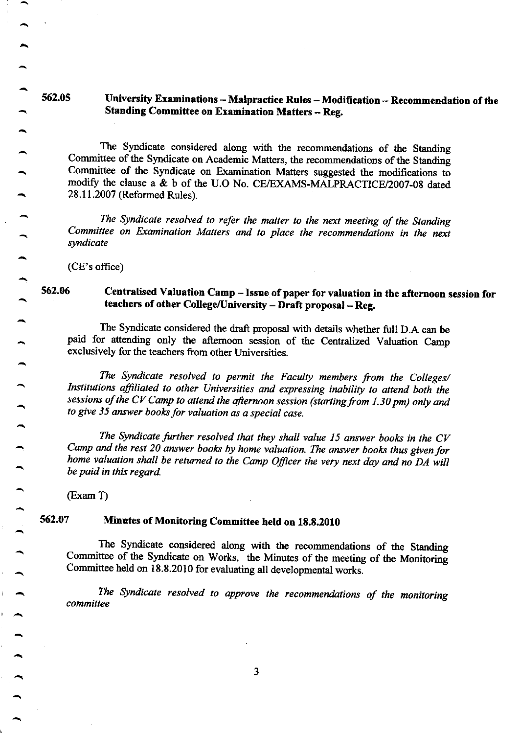### 562.05 University Examinations – Malpractice Rules – Modification – Recommendation of the Standing Committee on Examination Matters – Reg.

The Syndicate considered along with the recommendations of the Standing Committee of the Syndicate on Academic Matters, the recommendations of the Standing Committee of the Syndicate on Examination Matters suggested the modifications to modify the clause a & b of the U.O No. CE/EXAMS-MALPRACTICE/2007-08 dated 28.11.2007 (Reformed Rules).

*The Syndicate resolved to refer the matter to the next meeting of the Standing Committee on Examination Matters and to place the recommendations in the next syndicate*

(CE's office)

### 562.06 Centralised Valuation Camp – Issue of paper for valuation in the afternoon session for teachers of other College/University – Draft proposal – Reg.

The Syndicate considered the draft proposal with details whether full D.A can be paid for attending only the afternoon session of the Centralized Valuation Camp exclusively for the teachers from other Universities.

*The Syndicate resolved to permit the Faculty members from the Colleges/ Institutions affiliated to other Universities and expressing inability to attend both the sessions of the CV Camp to attend the afternoon session (starting from 1.30 pm) only and to give 35 answer books for valuation as a special case.*

*The Syndicate further resolved that they shall value 15 answer books in the CV Camp and the rest 20 answer books by home valuation. The answer books thus given for home valuation shall be returned to the Camp Officer the very next day and no DA will be paid in this regard.*

(Exam T)

### 562.07 Minutes of Monitoring Committee held on 18.8.2010

The Syndicate considered along with the recommendations of the Standing Committee of the Syndicate on Works, the Minutes of the meeting of the Monitoring Committee held on 18.8.2010 for evaluating all developmental works.

*The Syndicate resolved to approve the recommendations of the monitoring committee*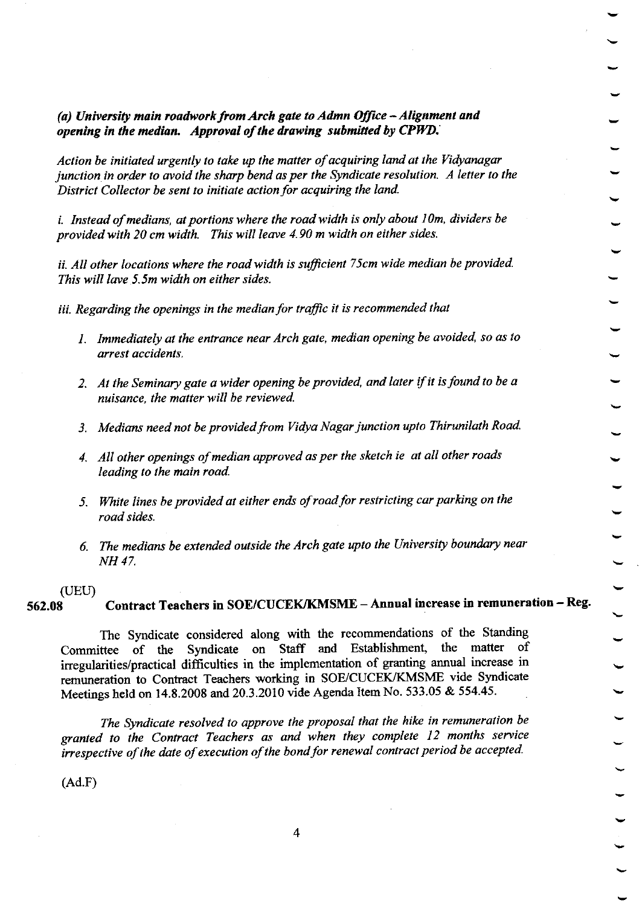***(a) University main roadwork from Arch gate to Admn Office – Alignment and opening in the median. Approval of the drawing submitted by CPWD.***

*Action be initiated urgently to take up the matter of acquiring land at the Vidyanagar junction in order to avoid the sharp bend as per the Syndicate resolution. A letter to the District Collector be sent to initiate action for acquiring the land.*

*i. Instead of medians, at portions where the road width is only about 10m, dividers be provided with 20 cm width. This will leave 4.90 m width on either sides.*

*ii. All other locations where the road width is sufficient 75cm wide median be provided. This will lave 5.5m width on either sides.*

*iii. Regarding the openings in the median for traffic it is recommended that*

1. *Immediately at the entrance near Arch gate, median opening be avoided, so as to arrest accidents.*
2. *At the Seminary gate a wider opening be provided, and later if it is found to be a nuisance, the matter will be reviewed.*
3. *Medians need not be provided from Vidya Nagar junction upto Thirunilath Road.*
4. *All other openings of median approved as per the sketch ie at all other roads leading to the main road.*
5. *White lines be provided at either ends of road for restricting car parking on the road sides.*
6. *The medians be extended outside the Arch gate upto the University boundary near NH 47.*

(UEU)

**562.08 Contract Teachers in SOE/CUCEK/KMSME – Annual increase in remuneration – Reg.**

The Syndicate considered along with the recommendations of the Standing Committee of the Syndicate on Staff and Establishment, the matter of irregularities/practical difficulties in the implementation of granting annual increase in remuneration to Contract Teachers working in SOE/CUCEK/KMSME vide Syndicate Meetings held on 14.8.2008 and 20.3.2010 vide Agenda Item No. 533.05 & 554.45.

*The Syndicate resolved to approve the proposal that the hike in remuneration be granted to the Contract Teachers as and when they complete 12 months service irrespective of the date of execution of the bond for renewal contract period be accepted.*

(Ad.F)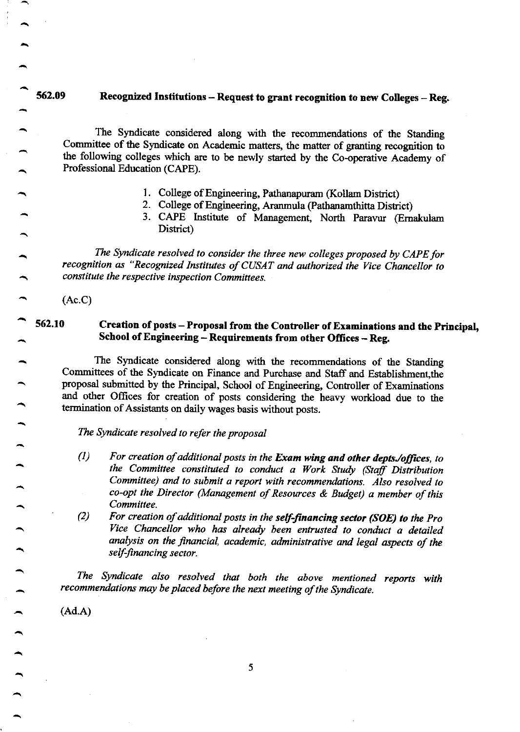**562.09 Recognized Institutions – Request to grant recognition to new Colleges – Reg.**

The Syndicate considered along with the recommendations of the Standing Committee of the Syndicate on Academic matters, the matter of granting recognition to the following colleges which are to be newly started by the Co-operative Academy of Professional Education (CAPE).

1. College of Engineering, Pathanapuram (Kollam District)
2. College of Engineering, Aranmula (Pathanamthitta District)
3. CAPE Institute of Management, North Paravur (Ernakulam District)

*The Syndicate resolved to consider the three new colleges proposed by CAPE for recognition as "Recognized Institutes of CUSAT and authorized the Vice Chancellor to constitute the respective inspection Committees.*

(Ac.C)

**562.10 Creation of posts – Proposal from the Controller of Examinations and the Principal, School of Engineering – Requirements from other Offices – Reg.**

The Syndicate considered along with the recommendations of the Standing Committees of the Syndicate on Finance and Purchase and Staff and Establishment,the proposal submitted by the Principal, School of Engineering, Controller of Examinations and other Offices for creation of posts considering the heavy workload due to the termination of Assistants on daily wages basis without posts.

*The Syndicate resolved to refer the proposal*

(1) *For creation of additional posts in the **Exam wing and other depts./offices**, to the Committee constituted to conduct a Work Study (Staff Distribution Committee) and to submit a report with recommendations. Also resolved to co-opt the Director (Management of Resources & Budget) a member of this Committee.*

(2) *For creation of additional posts in the **self-financing sector (SOE) to** the Pro Vice Chancellor who has already been entrusted to conduct a detailed analysis on the financial, academic, administrative and legal aspects of the self-financing sector.*

*The Syndicate also resolved that both the above mentioned reports with recommendations may be placed before the next meeting of the Syndicate.*

(Ad.A)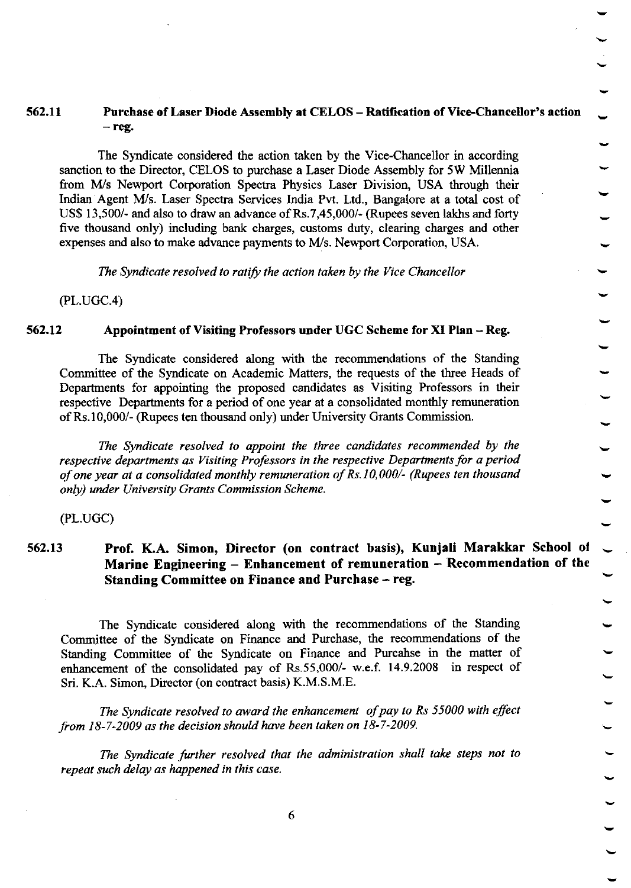**562.11 Purchase of Laser Diode Assembly at CELOS – Ratification of Vice-Chancellor's action – reg.**

The Syndicate considered the action taken by the Vice-Chancellor in according sanction to the Director, CELOS to purchase a Laser Diode Assembly for 5W Millennia from M/s Newport Corporation Spectra Physics Laser Division, USA through their Indian Agent M/s. Laser Spectra Services India Pvt. Ltd., Bangalore at a total cost of US$ 13,500/- and also to draw an advance of Rs.7,45,000/- (Rupees seven lakhs and forty five thousand only) including bank charges, customs duty, clearing charges and other expenses and also to make advance payments to M/s. Newport Corporation, USA.

*The Syndicate resolved to ratify the action taken by the Vice Chancellor*

(PL.UGC.4)

**562.12 Appointment of Visiting Professors under UGC Scheme for XI Plan – Reg.**

The Syndicate considered along with the recommendations of the Standing Committee of the Syndicate on Academic Matters, the requests of the three Heads of Departments for appointing the proposed candidates as Visiting Professors in their respective Departments for a period of one year at a consolidated monthly remuneration of Rs.10,000/- (Rupees ten thousand only) under University Grants Commission.

*The Syndicate resolved to appoint the three candidates recommended by the respective departments as Visiting Professors in the respective Departments for a period of one year at a consolidated monthly remuneration of Rs.10,000/- (Rupees ten thousand only) under University Grants Commission Scheme.*

(PL.UGC)

**562.13 Prof. K.A. Simon, Director (on contract basis), Kunjali Marakkar School of Marine Engineering – Enhancement of remuneration – Recommendation of the Standing Committee on Finance and Purchase – reg.**

The Syndicate considered along with the recommendations of the Standing Committee of the Syndicate on Finance and Purchase, the recommendations of the Standing Committee of the Syndicate on Finance and Purcahse in the matter of enhancement of the consolidated pay of Rs.55,000/- w.e.f. 14.9.2008 in respect of Sri. K.A. Simon, Director (on contract basis) K.M.S.M.E.

*The Syndicate resolved to award the enhancement of pay to Rs 55000 with effect from 18-7-2009 as the decision should have been taken on 18-7-2009.*

*The Syndicate further resolved that the administration shall take steps not to repeat such delay as happened in this case.*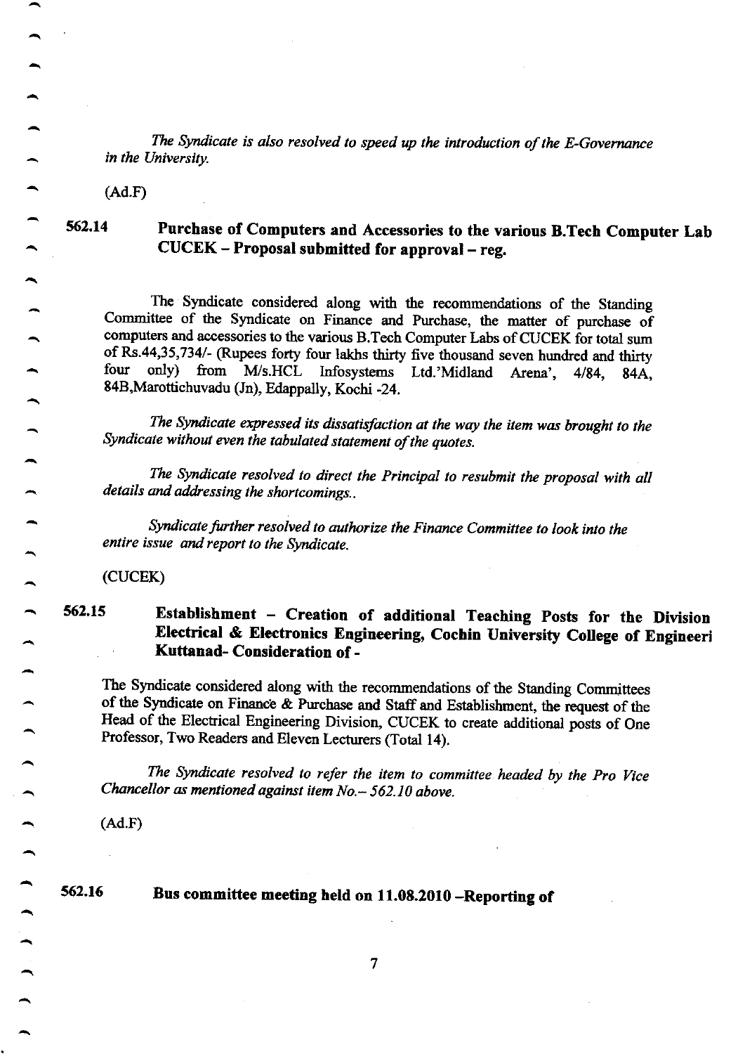*The Syndicate is also resolved to speed up the introduction of the E-Governance in the University.*

(Ad.F)

### 562.14 Purchase of Computers and Accessories to the various B.Tech Computer Lab CUCEK – Proposal submitted for approval – reg.

The Syndicate considered along with the recommendations of the Standing Committee of the Syndicate on Finance and Purchase, the matter of purchase of computers and accessories to the various B.Tech Computer Labs of CUCEK for total sum of Rs.44,35,734/- (Rupees forty four lakhs thirty five thousand seven hundred and thirty four only) from M/s.HCL Infosystems Ltd.'Midland Arena', 4/84, 84A, 84B,Marottichuvadu (Jn), Edappally, Kochi -24.

*The Syndicate expressed its dissatisfaction at the way the item was brought to the Syndicate without even the tabulated statement of the quotes.*

*The Syndicate resolved to direct the Principal to resubmit the proposal with all details and addressing the shortcomings..*

*Syndicate further resolved to authorize the Finance Committee to look into the entire issue and report to the Syndicate.*

(CUCEK)

### 562.15 Establishment – Creation of additional Teaching Posts for the Division Electrical & Electronics Engineering, Cochin University College of Engineeri Kuttanad- Consideration of -

The Syndicate considered along with the recommendations of the Standing Committees of the Syndicate on Finance & Purchase and Staff and Establishment, the request of the Head of the Electrical Engineering Division, CUCEK to create additional posts of One Professor, Two Readers and Eleven Lecturers (Total 14).

*The Syndicate resolved to refer the item to committee headed by the Pro Vice Chancellor as mentioned against item No.– 562.10 above.*

(Ad.F)

### 562.16 Bus committee meeting held on 11.08.2010 –Reporting of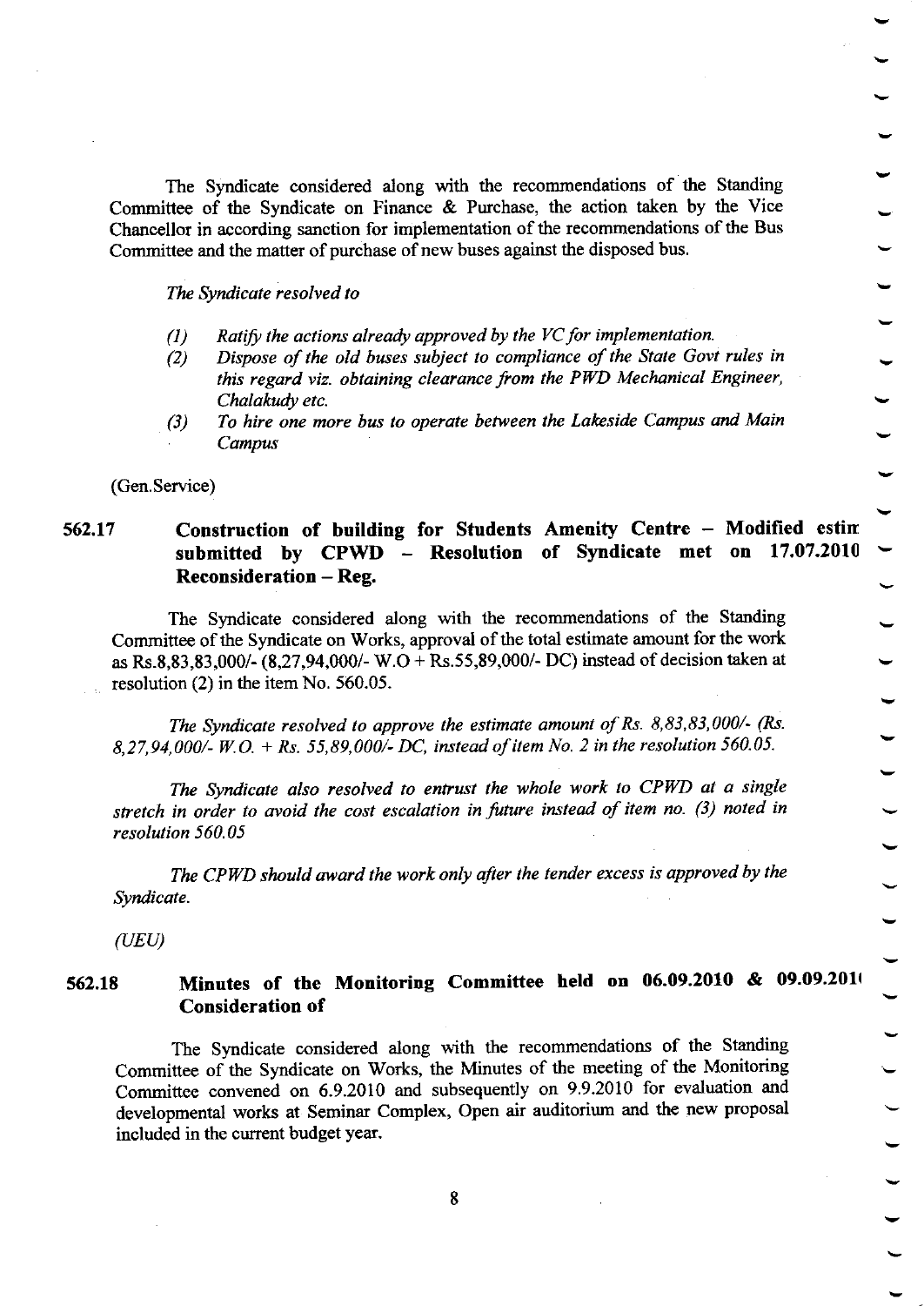The Syndicate considered along with the recommendations of the Standing Committee of the Syndicate on Finance & Purchase, the action taken by the Vice Chancellor in according sanction for implementation of the recommendations of the Bus Committee and the matter of purchase of new buses against the disposed bus.

*The Syndicate resolved to*

*(1) Ratify the actions already approved by the VC for implementation.*

*(2) Dispose of the old buses subject to compliance of the State Govt rules in this regard viz. obtaining clearance from the PWD Mechanical Engineer, Chalakudy etc.*

*(3) To hire one more bus to operate between the Lakeside Campus and Main Campus*

(Gen.Service)

### 562.17 Construction of building for Students Amenity Centre – Modified estir submitted by CPWD – Resolution of Syndicate met on 17.07.2010 Reconsideration – Reg.

The Syndicate considered along with the recommendations of the Standing Committee of the Syndicate on Works, approval of the total estimate amount for the work as Rs.8,83,83,000/- (8,27,94,000/- W.O + Rs.55,89,000/- DC) instead of decision taken at resolution (2) in the item No. 560.05.

*The Syndicate resolved to approve the estimate amount of Rs. 8,83,83,000/- (Rs. 8,27,94,000/- W.O. + Rs. 55,89,000/- DC, instead of item No. 2 in the resolution 560.05.*

*The Syndicate also resolved to entrust the whole work to CPWD at a single stretch in order to avoid the cost escalation in future instead of item no. (3) noted in resolution 560.05*

*The CPWD should award the work only after the tender excess is approved by the Syndicate.*

*(UEU)*

### 562.18 Minutes of the Monitoring Committee held on 06.09.2010 & 09.09.201( Consideration of

The Syndicate considered along with the recommendations of the Standing Committee of the Syndicate on Works, the Minutes of the meeting of the Monitoring Committee convened on 6.9.2010 and subsequently on 9.9.2010 for evaluation and developmental works at Seminar Complex, Open air auditorium and the new proposal included in the current budget year.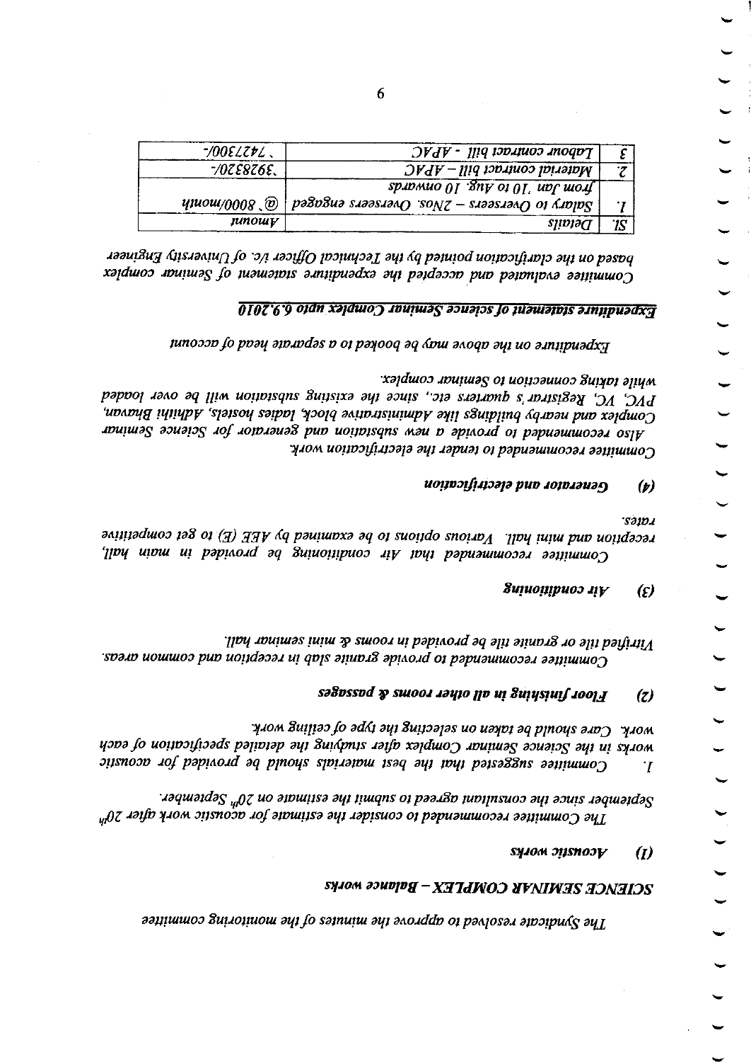The Syndicate resolved to approve the minutes of the monitoring committee

## SCIENCE SEMINAR COMPLEX – Balance works

### (1) Acoustic works

The Committee recommended to consider the estimate for acoustic work after $20_{th}$ September since the consultant agreed to submit the estimate on $20_{th}$ September.

1. Committee suggested that the best materials should be provided for acoustic works in the Science Seminar Complex after studying the detailed specification of each work. Care should be taken on selecting the type of ceiling work.

### (2) Floor finishing in all other rooms & passages

Committee recommended to provide granite slab in reception and common areas.

Vitrified tile or granite tile be provided in rooms & mini seminar hall.

### (3) Air conditioning

Committee recommended that Air conditioning be provided in main hall, reception and mini hall. Various options to be examined by AEE (E) to get competitive rates.

### (4) Generator and electrification

Committee recommended to tender the electrification work.

Also recommended to provide a new substation and generator for Science Seminar Complex and nearby buildings like Administrative block, ladies hostels, Adhithi Bhavan, PVC, VC, Registrar's quarters etc., since the existing substation will be over loaded while taking connection to Seminar complex.

Expenditure on the above may be booked to a separate head of account

### Expenditure statement of science Seminar Complex upto 6.9.2010

Committee evaluated and accepted the expenditure statement of Seminar complex based on the clarification pointed by the Technical Officer i/c. of University Engineer

| Sl. | Details | Amount |
|---|---|---|
| 1. | Salary to Overseers – 2Nos. Overseers engaged from Jan.10 to Aug. 10 onwards | @ 8000/month |
| 2. | Material contract bill – APAC | `3928320/- |
| 3. | Labour contract bill - APAC | `1427300/- |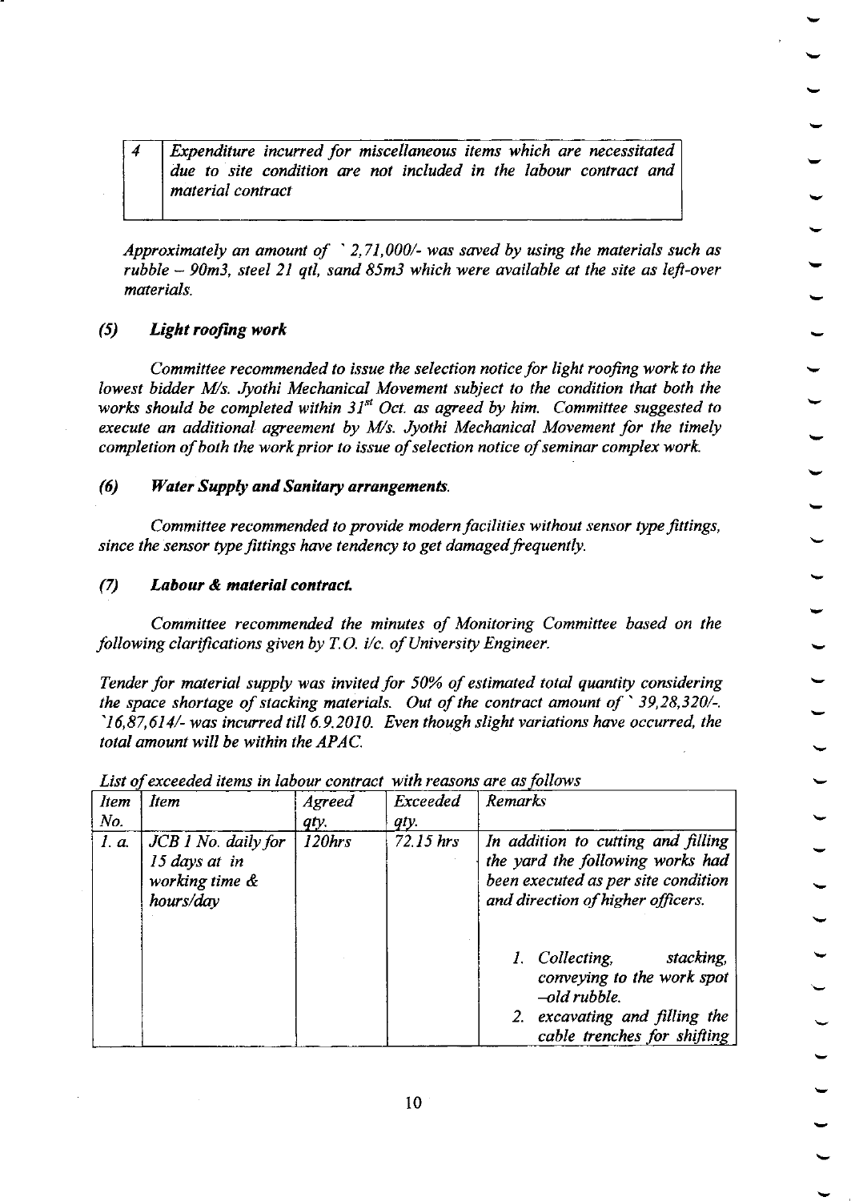| 4 | *Expenditure incurred for miscellaneous items which are necessitated due to site condition are not included in the labour contract and material contract* |
|---|---|

*Approximately an amount of ` 2,71,000/- was saved by using the materials such as rubble – 90m3, steel 21 qtl, sand 85m3 which were available at the site as left-over materials.*

### *(5) Light roofing work*

*Committee recommended to issue the selection notice for light roofing work to the lowest bidder M/s. Jyothi Mechanical Movement subject to the condition that both the works should be completed within 31st Oct. as agreed by him. Committee suggested to execute an additional agreement by M/s. Jyothi Mechanical Movement for the timely completion of both the work prior to issue of selection notice of seminar complex work.*

### *(6) Water Supply and Sanitary arrangements.*

*Committee recommended to provide modern facilities without sensor type fittings, since the sensor type fittings have tendency to get damaged frequently.*

### *(7) Labour & material contract.*

*Committee recommended the minutes of Monitoring Committee based on the following clarifications given by T.O. i/c. of University Engineer.*

*Tender for material supply was invited for 50% of estimated total quantity considering the space shortage of stacking materials. Out of the contract amount of ` 39,28,320/-. `16,87,614/- was incurred till 6.9.2010. Even though slight variations have occurred, the total amount will be within the APAC.*

*List of exceeded items in labour contract with reasons are as follows*

| *Item No.* | *Item* | *Agreed qty.* | *Exceeded qty.* | *Remarks* |
|---|---|---|---|---|
| *1. a.* | *JCB 1 No. daily for 15 days at in working time & hours/day* | *120hrs* | *72.15 hrs* | *In addition to cutting and filling the yard the following works had been executed as per site condition and direction of higher officers.*<br><br>*1. Collecting, stacking, conveying to the work spot –old rubble.*<br>*2. excavating and filling the cable trenches for shifting* |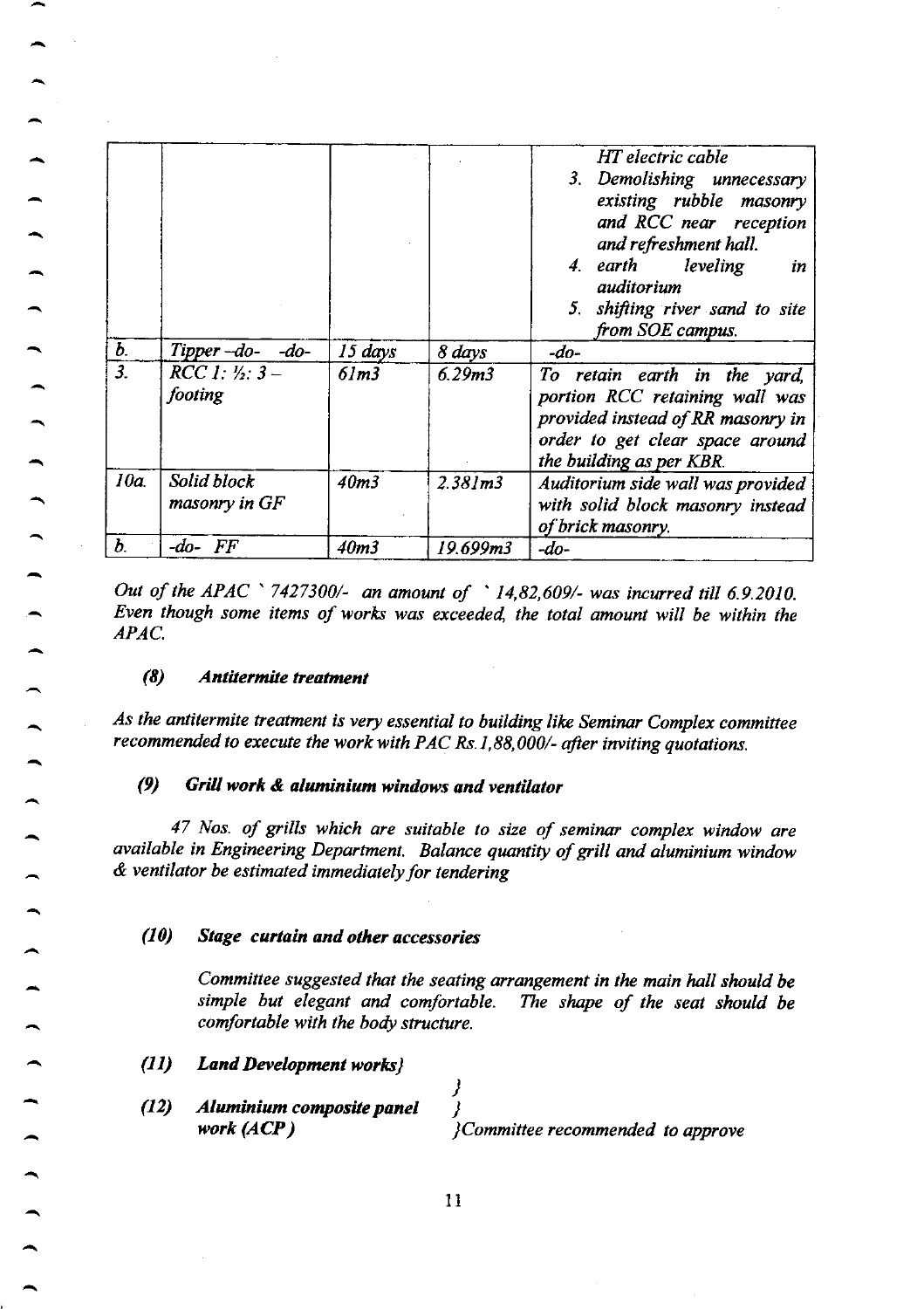|  |  |  |  | HT electric cable<br>3. Demolishing unnecessary existing rubble masonry and RCC near reception and refreshment hall.<br>4. earth leveling in auditorium<br>5. shifting river sand to site from SOE campus. |
|---|---|---|---|---|
| b. | Tipper -do- -do- | 15 days | 8 days | -do- |
| 3. | RCC 1: ½: 3 – footing | 61m3 | 6.29m3 | To retain earth in the yard, portion RCC retaining wall was provided instead of RR masonry in order to get clear space around the building as per KBR. |
| 10a. | Solid block masonry in GF | 40m3 | 2.381m3 | Auditorium side wall was provided with solid block masonry instead of brick masonry. |
| b. | -do- FF | 40m3 | 19.699m3 | -do- |

*Out of the APAC ` 7427300/- an amount of ` 14,82,609/- was incurred till 6.9.2010. Even though some items of works was exceeded, the total amount will be within the APAC.*

#### *(8) Antitermite treatment*

*As the antitermite treatment is very essential to building like Seminar Complex committee recommended to execute the work with PAC Rs.1,88,000/- after inviting quotations.*

#### *(9) Grill work & aluminium windows and ventilator*

*47 Nos. of grills which are suitable to size of seminar complex window are available in Engineering Department. Balance quantity of grill and aluminium window & ventilator be estimated immediately for tendering*

#### *(10) Stage curtain and other accessories*

*Committee suggested that the seating arrangement in the main hall should be simple but elegant and comfortable. The shape of the seat should be comfortable with the body structure.*

***(11) Land Development works}***

***(12) Aluminium composite panel work (ACP)*** *}Committee recommended to approve*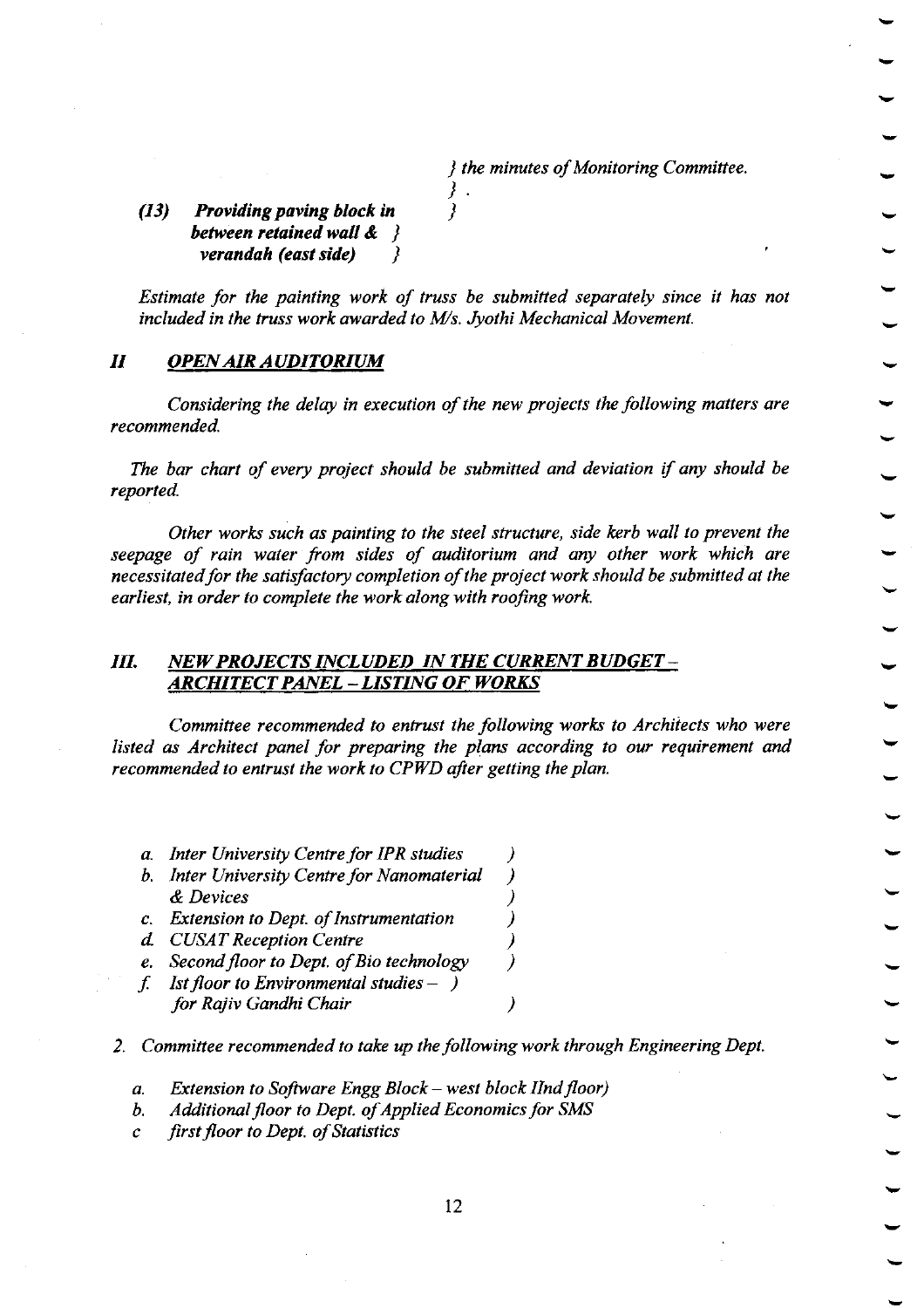*} the minutes of Monitoring Committee.*
*} .*

***(13) Providing paving block in }***
***between retained wall & }***
***verandah (east side) }***

*Estimate for the painting work of truss be submitted separately since it has not included in the truss work awarded to M/s. Jyothi Mechanical Movement.*

## ***II OPEN AIR AUDITORIUM***

*Considering the delay in execution of the new projects the following matters are recommended.*

*The bar chart of every project should be submitted and deviation if any should be reported.*

*Other works such as painting to the steel structure, side kerb wall to prevent the seepage of rain water from sides of auditorium and any other work which are necessitated for the satisfactory completion of the project work should be submitted at the earliest, in order to complete the work along with roofing work.*

## ***III. NEW PROJECTS INCLUDED IN THE CURRENT BUDGET – ARCHITECT PANEL – LISTING OF WORKS***

*Committee recommended to entrust the following works to Architects who were listed as Architect panel for preparing the plans according to our requirement and recommended to entrust the work to CPWD after getting the plan.*

*a. Inter University Centre for IPR studies )*
*b. Inter University Centre for Nanomaterial )*
*& Devices )*
*c. Extension to Dept. of Instrumentation )*
*d. CUSAT Reception Centre )*
*e. Second floor to Dept. of Bio technology )*
*f. Ist floor to Environmental studies – )*
*for Rajiv Gandhi Chair )*

*2. Committee recommended to take up the following work through Engineering Dept.*

*a. Extension to Software Engg Block – west block IInd floor)*
*b. Additional floor to Dept. of Applied Economics for SMS*
*c first floor to Dept. of Statistics*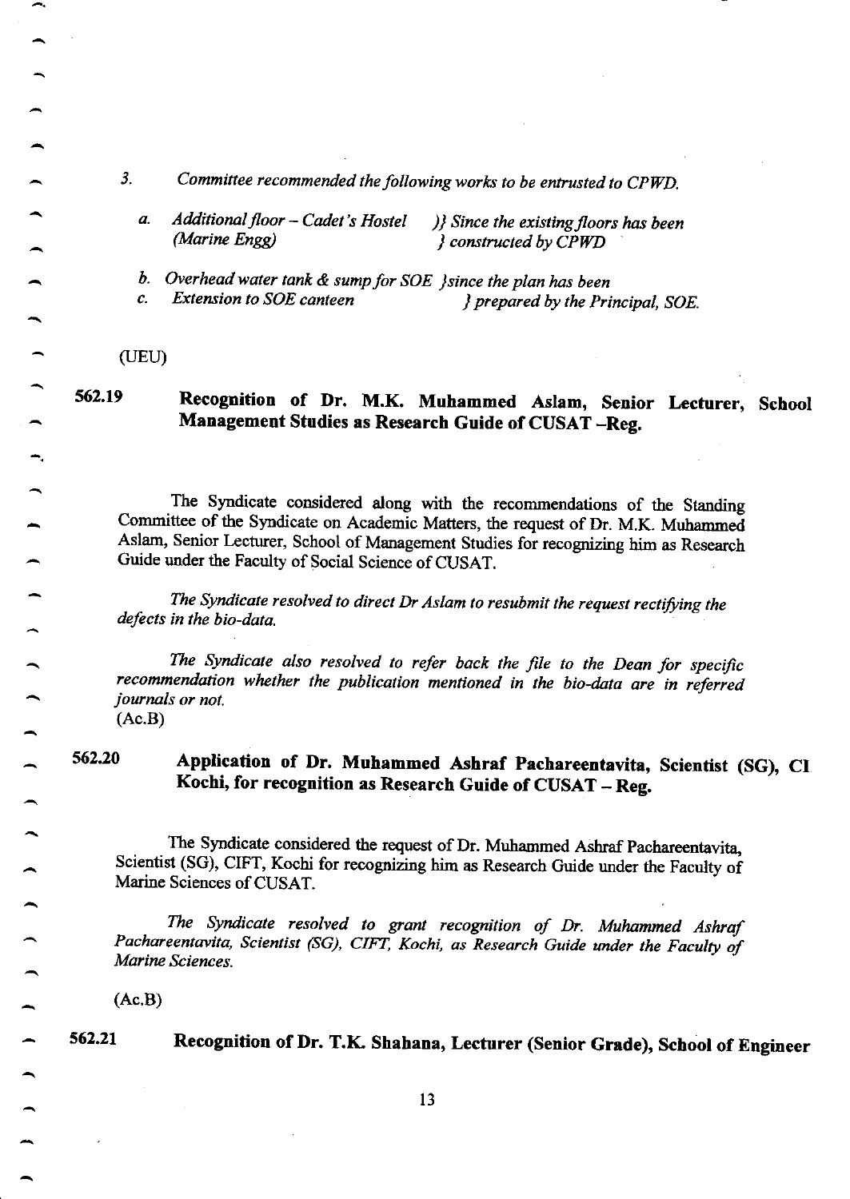3. *Committee recommended the following works to be entrusted to CPWD.*

   a. *Additional floor – Cadet's Hostel (Marine Engg)* )} *Since the existing floors has been* } *constructed by CPWD*

   b. *Overhead water tank & sump for SOE* }*since the plan has been*
   c. *Extension to SOE canteen* } *prepared by the Principal, SOE.*

(UEU)

**562.19 Recognition of Dr. M.K. Muhammed Aslam, Senior Lecturer, School Management Studies as Research Guide of CUSAT –Reg.**

The Syndicate considered along with the recommendations of the Standing Committee of the Syndicate on Academic Matters, the request of Dr. M.K. Muhammed Aslam, Senior Lecturer, School of Management Studies for recognizing him as Research Guide under the Faculty of Social Science of CUSAT.

*The Syndicate resolved to direct Dr Aslam to resubmit the request rectifying the defects in the bio-data.*

*The Syndicate also resolved to refer back the file to the Dean for specific recommendation whether the publication mentioned in the bio-data are in referred journals or not.*

(Ac.B)

**562.20 Application of Dr. Muhammed Ashraf Pachareentavita, Scientist (SG), CI Kochi, for recognition as Research Guide of CUSAT – Reg.**

The Syndicate considered the request of Dr. Muhammed Ashraf Pachareentavita, Scientist (SG), CIFT, Kochi for recognizing him as Research Guide under the Faculty of Marine Sciences of CUSAT.

*The Syndicate resolved to grant recognition of Dr. Muhammed Ashraf Pachareentavita, Scientist (SG), CIFT, Kochi, as Research Guide under the Faculty of Marine Sciences.*

(Ac.B)

**562.21 Recognition of Dr. T.K. Shahana, Lecturer (Senior Grade), School of Engineer**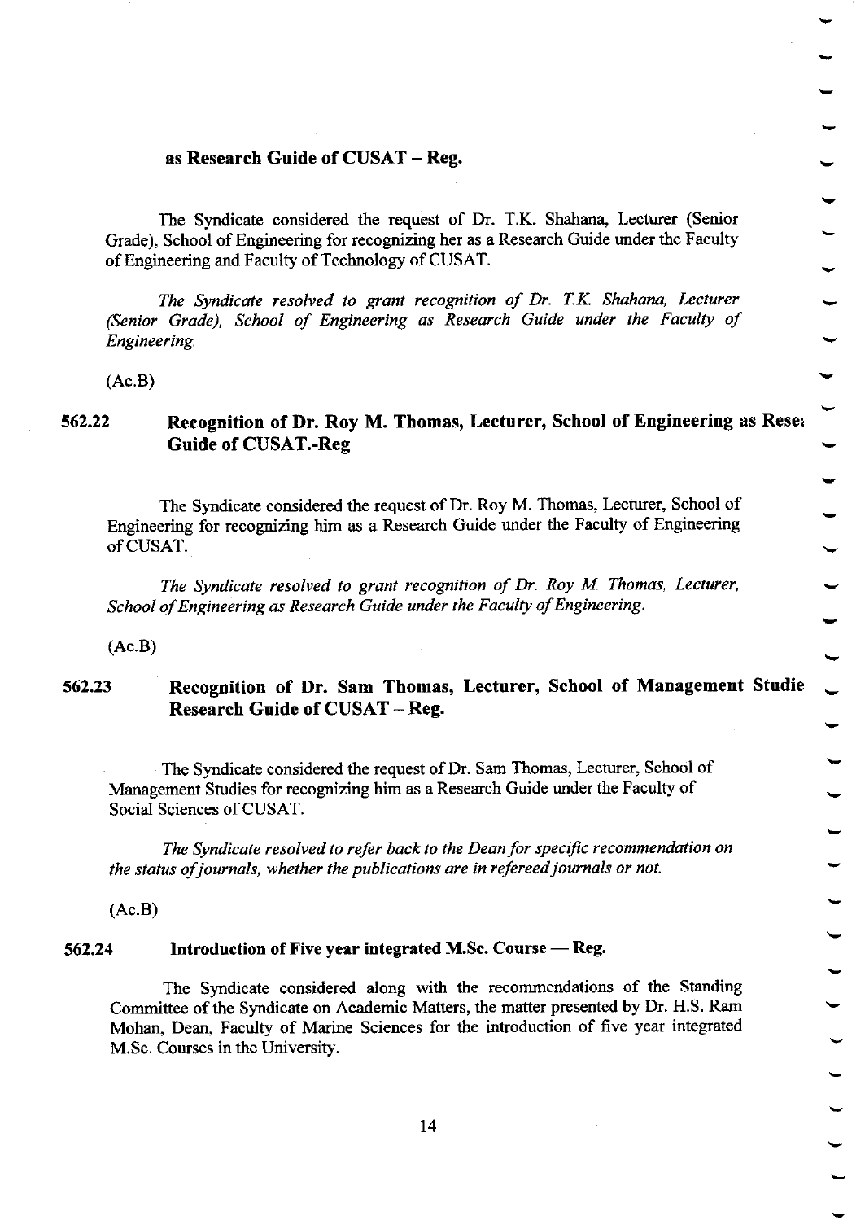**as Research Guide of CUSAT – Reg.**

The Syndicate considered the request of Dr. T.K. Shahana, Lecturer (Senior Grade), School of Engineering for recognizing her as a Research Guide under the Faculty of Engineering and Faculty of Technology of CUSAT.

*The Syndicate resolved to grant recognition of Dr. T.K. Shahana, Lecturer (Senior Grade), School of Engineering as Research Guide under the Faculty of Engineering.*

(Ac.B)

### 562.22 Recognition of Dr. Roy M. Thomas, Lecturer, School of Engineering as Resea Guide of CUSAT.-Reg

The Syndicate considered the request of Dr. Roy M. Thomas, Lecturer, School of Engineering for recognizing him as a Research Guide under the Faculty of Engineering of CUSAT.

*The Syndicate resolved to grant recognition of Dr. Roy M. Thomas, Lecturer, School of Engineering as Research Guide under the Faculty of Engineering.*

(Ac.B)

### 562.23 Recognition of Dr. Sam Thomas, Lecturer, School of Management Studie Research Guide of CUSAT – Reg.

The Syndicate considered the request of Dr. Sam Thomas, Lecturer, School of Management Studies for recognizing him as a Research Guide under the Faculty of Social Sciences of CUSAT.

*The Syndicate resolved to refer back to the Dean for specific recommendation on the status of journals, whether the publications are in refereed journals or not.*

(Ac.B)

### 562.24 Introduction of Five year integrated M.Sc. Course — Reg.

The Syndicate considered along with the recommendations of the Standing Committee of the Syndicate on Academic Matters, the matter presented by Dr. H.S. Ram Mohan, Dean, Faculty of Marine Sciences for the introduction of five year integrated M.Sc. Courses in the University.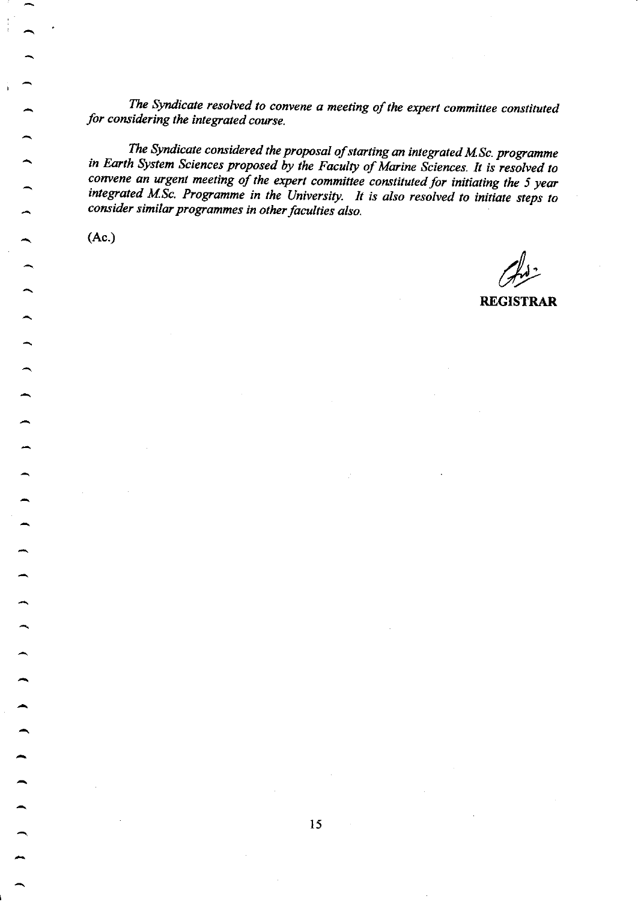*The Syndicate resolved to convene a meeting of the expert committee constituted for considering the integrated course.*

*The Syndicate considered the proposal of starting an integrated M.Sc. programme in Earth System Sciences proposed by the Faculty of Marine Sciences. It is resolved to convene an urgent meeting of the expert committee constituted for initiating the 5 year integrated M.Sc. Programme in the University. It is also resolved to initiate steps to consider similar programmes in other faculties also.*

(Ac.)

**REGISTRAR**